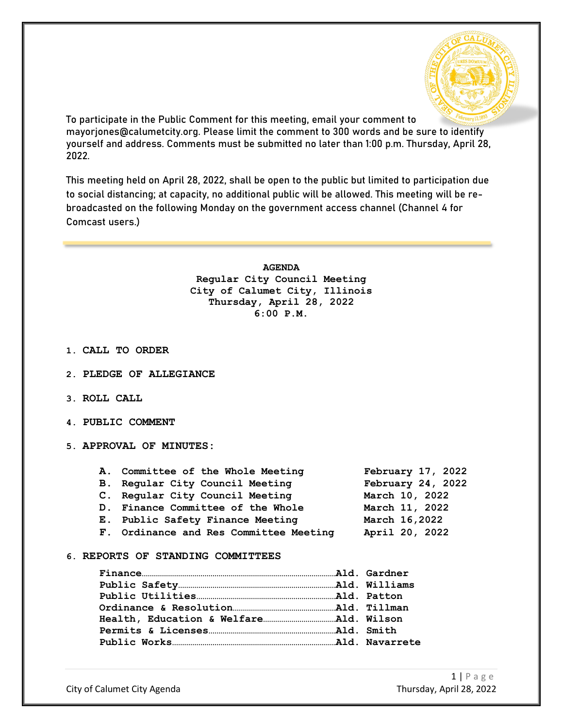To participate in the Public Comment for this meeting, email your comment to mayorjones@calumetcity.org. Please limit the comment to 300 words and be sure to identify yourself and address. Comments must be submitted no later than 1:00 p.m. Thursday, April 28, 2022.

This meeting held on April 28, 2022, shall be open to the public but limited to participation due to social distancing; at capacity, no additional public will be allowed. This meeting will be re-broadcasted on the following Monday on the government access channel (Channel 4 for Comcast users.)

---

**AGENDA**
**Regular City Council Meeting**
**City of Calumet City, Illinois**
**Thursday, April 28, 2022**
**6:00 P.M.**

1. **CALL TO ORDER**

2. **PLEDGE OF ALLEGIANCE**

3. **ROLL CALL**

4. **PUBLIC COMMENT**

5. **APPROVAL OF MINUTES:**

   **A.** Committee of the Whole Meeting — February 17, 2022
   **B.** Regular City Council Meeting — February 24, 2022
   **C.** Regular City Council Meeting — March 10, 2022
   **D.** Finance Committee of the Whole — March 11, 2022
   **E.** Public Safety Finance Meeting — March 16,2022
   **F.** Ordinance and Res Committee Meeting — April 20, 2022

6. **REPORTS OF STANDING COMMITTEES**

   Finance……Ald. Gardner
   Public Safety……Ald. Williams
   Public Utilities……Ald. Patton
   Ordinance & Resolution……Ald. Tillman
   Health, Education & Welfare……Ald. Wilson
   Permits & Licenses……Ald. Smith
   Public Works……Ald. Navarrete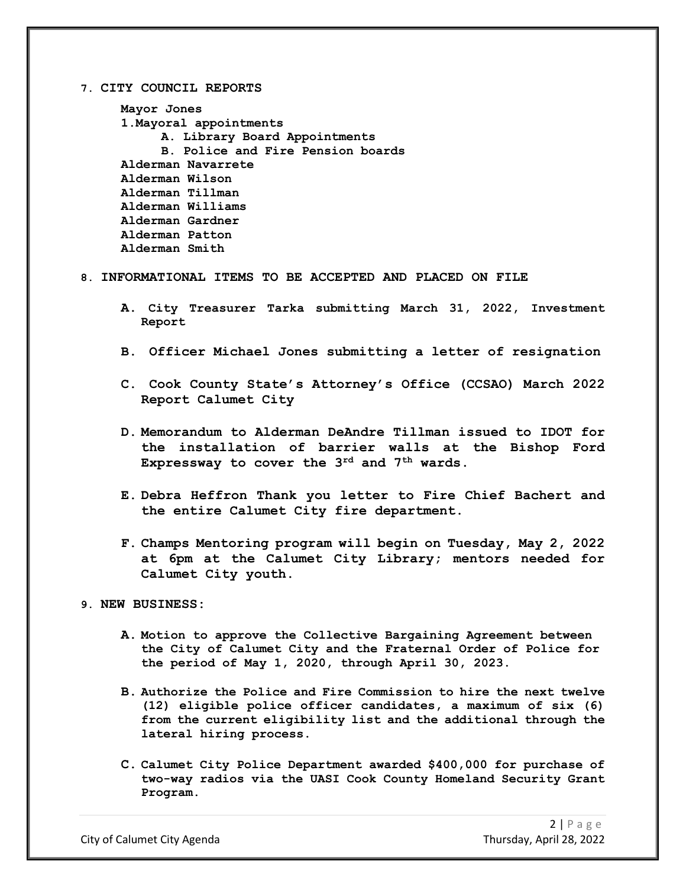**7. CITY COUNCIL REPORTS**

**Mayor Jones**

**1. Mayoral appointments**

- **A. Library Board Appointments**
- **B. Police and Fire Pension boards**

**Alderman Navarrete**
**Alderman Wilson**
**Alderman Tillman**
**Alderman Williams**
**Alderman Gardner**
**Alderman Patton**
**Alderman Smith**

**8. INFORMATIONAL ITEMS TO BE ACCEPTED AND PLACED ON FILE**

**A. City Treasurer Tarka submitting March 31, 2022, Investment Report**

**B. Officer Michael Jones submitting a letter of resignation**

**C. Cook County State's Attorney's Office (CCSAO) March 2022 Report Calumet City**

**D. Memorandum to Alderman DeAndre Tillman issued to IDOT for the installation of barrier walls at the Bishop Ford Expressway to cover the 3rd and 7th wards.**

**E. Debra Heffron Thank you letter to Fire Chief Bachert and the entire Calumet City fire department.**

**F. Champs Mentoring program will begin on Tuesday, May 2, 2022 at 6pm at the Calumet City Library; mentors needed for Calumet City youth.**

**9. NEW BUSINESS:**

**A. Motion to approve the Collective Bargaining Agreement between the City of Calumet City and the Fraternal Order of Police for the period of May 1, 2020, through April 30, 2023.**

**B. Authorize the Police and Fire Commission to hire the next twelve (12) eligible police officer candidates, a maximum of six (6) from the current eligibility list and the additional through the lateral hiring process.**

**C. Calumet City Police Department awarded $400,000 for purchase of two-way radios via the UASI Cook County Homeland Security Grant Program.**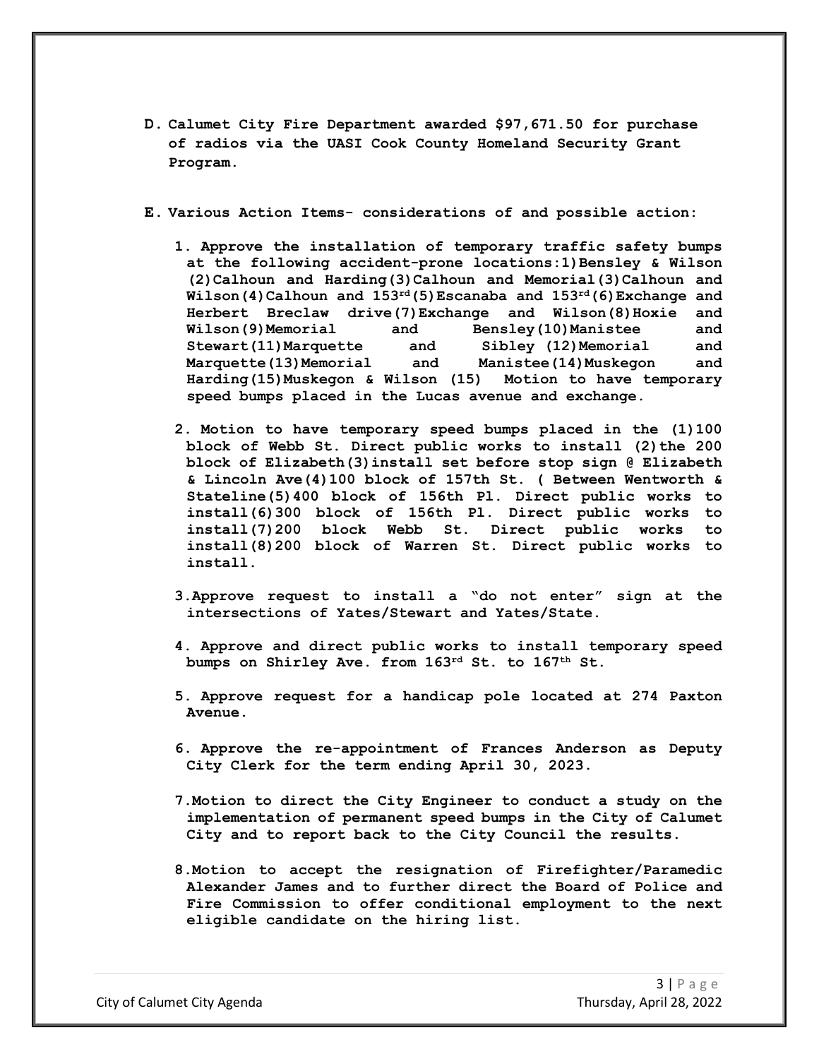**D. Calumet City Fire Department awarded $97,671.50 for purchase of radios via the UASI Cook County Homeland Security Grant Program.**

**E. Various Action Items- considerations of and possible action:**

1. **Approve the installation of temporary traffic safety bumps at the following accident-prone locations:1)Bensley & Wilson (2)Calhoun and Harding(3)Calhoun and Memorial(3)Calhoun and Wilson(4)Calhoun and 153rd(5)Escanaba and 153rd(6)Exchange and Herbert Breclaw drive(7)Exchange and Wilson(8)Hoxie and Wilson(9)Memorial and Bensley(10)Manistee and Stewart(11)Marquette and Sibley (12)Memorial and Marquette(13)Memorial and Manistee(14)Muskegon and Harding(15)Muskegon & Wilson (15) Motion to have temporary speed bumps placed in the Lucas avenue and exchange.**

2. **Motion to have temporary speed bumps placed in the (1)100 block of Webb St. Direct public works to install (2)the 200 block of Elizabeth(3)install set before stop sign @ Elizabeth & Lincoln Ave(4)100 block of 157th St. ( Between Wentworth & Stateline(5)400 block of 156th Pl. Direct public works to install(6)300 block of 156th Pl. Direct public works to install(7)200 block Webb St. Direct public works to install(8)200 block of Warren St. Direct public works to install.**

3. **Approve request to install a "do not enter" sign at the intersections of Yates/Stewart and Yates/State.**

4. **Approve and direct public works to install temporary speed bumps on Shirley Ave. from 163rd St. to 167th St.**

5. **Approve request for a handicap pole located at 274 Paxton Avenue.**

6. **Approve the re-appointment of Frances Anderson as Deputy City Clerk for the term ending April 30, 2023.**

7. **Motion to direct the City Engineer to conduct a study on the implementation of permanent speed bumps in the City of Calumet City and to report back to the City Council the results.**

8. **Motion to accept the resignation of Firefighter/Paramedic Alexander James and to further direct the Board of Police and Fire Commission to offer conditional employment to the next eligible candidate on the hiring list.**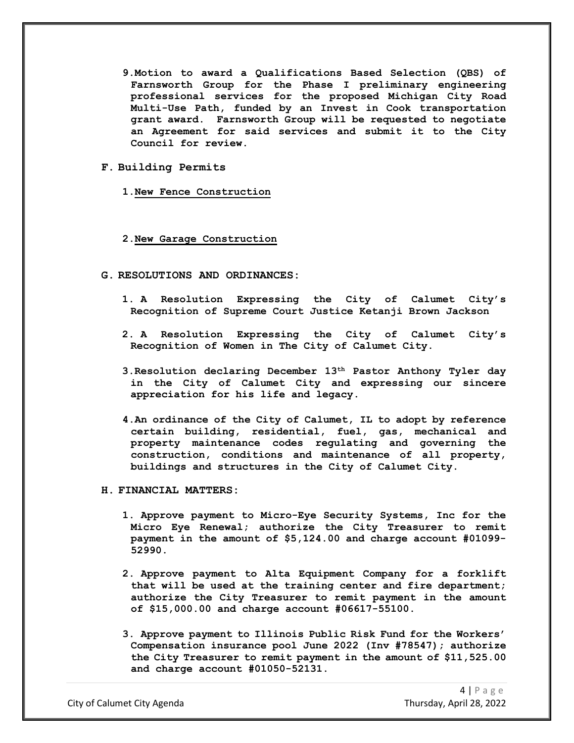9. **Motion to award a Qualifications Based Selection (QBS) of Farnsworth Group for the Phase I preliminary engineering professional services for the proposed Michigan City Road Multi-Use Path, funded by an Invest in Cook transportation grant award. Farnsworth Group will be requested to negotiate an Agreement for said services and submit it to the City Council for review.**

**F. Building Permits**

1. **<u>New Fence Construction</u>**

2. **<u>New Garage Construction</u>**

**G. RESOLUTIONS AND ORDINANCES:**

1. **A Resolution Expressing the City of Calumet City's Recognition of Supreme Court Justice Ketanji Brown Jackson**

2. **A Resolution Expressing the City of Calumet City's Recognition of Women in The City of Calumet City.**

3. **Resolution declaring December 13th Pastor Anthony Tyler day in the City of Calumet City and expressing our sincere appreciation for his life and legacy.**

4. **An ordinance of the City of Calumet, IL to adopt by reference certain building, residential, fuel, gas, mechanical and property maintenance codes regulating and governing the construction, conditions and maintenance of all property, buildings and structures in the City of Calumet City.**

**H. FINANCIAL MATTERS:**

1. **Approve payment to Micro-Eye Security Systems, Inc for the Micro Eye Renewal; authorize the City Treasurer to remit payment in the amount of $5,124.00 and charge account #01099-52990.**

2. **Approve payment to Alta Equipment Company for a forklift that will be used at the training center and fire department; authorize the City Treasurer to remit payment in the amount of $15,000.00 and charge account #06617-55100.**

3. **Approve payment to Illinois Public Risk Fund for the Workers' Compensation insurance pool June 2022 (Inv #78547); authorize the City Treasurer to remit payment in the amount of $11,525.00 and charge account #01050-52131.**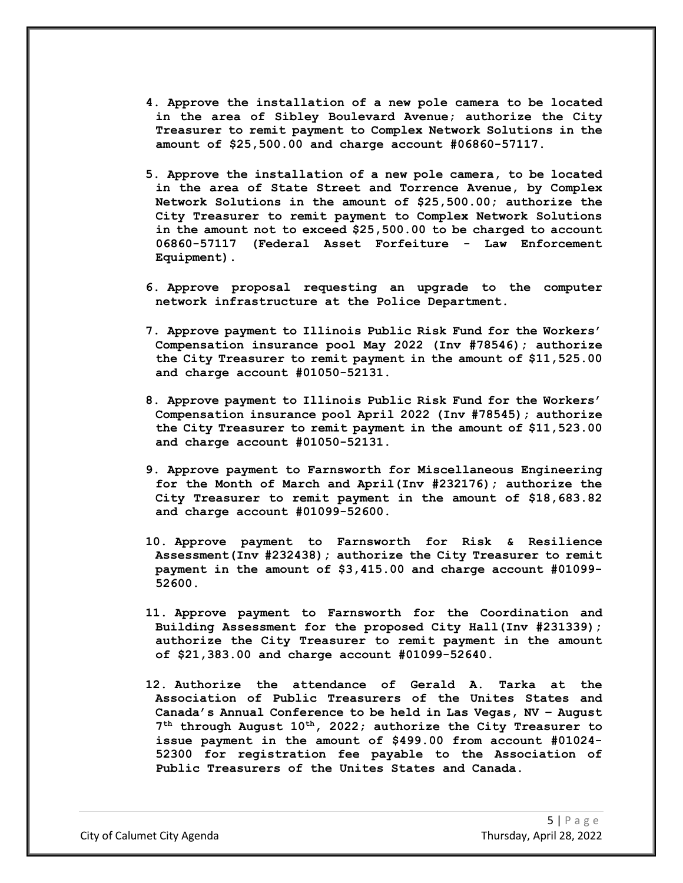**4. Approve the installation of a new pole camera to be located in the area of Sibley Boulevard Avenue; authorize the City Treasurer to remit payment to Complex Network Solutions in the amount of $25,500.00 and charge account #06860-57117.**

**5. Approve the installation of a new pole camera, to be located in the area of State Street and Torrence Avenue, by Complex Network Solutions in the amount of $25,500.00; authorize the City Treasurer to remit payment to Complex Network Solutions in the amount not to exceed $25,500.00 to be charged to account 06860-57117 (Federal Asset Forfeiture - Law Enforcement Equipment).**

**6. Approve proposal requesting an upgrade to the computer network infrastructure at the Police Department.**

**7. Approve payment to Illinois Public Risk Fund for the Workers' Compensation insurance pool May 2022 (Inv #78546); authorize the City Treasurer to remit payment in the amount of $11,525.00 and charge account #01050-52131.**

**8. Approve payment to Illinois Public Risk Fund for the Workers' Compensation insurance pool April 2022 (Inv #78545); authorize the City Treasurer to remit payment in the amount of $11,523.00 and charge account #01050-52131.**

**9. Approve payment to Farnsworth for Miscellaneous Engineering for the Month of March and April(Inv #232176); authorize the City Treasurer to remit payment in the amount of $18,683.82 and charge account #01099-52600.**

**10. Approve payment to Farnsworth for Risk & Resilience Assessment(Inv #232438); authorize the City Treasurer to remit payment in the amount of $3,415.00 and charge account #01099-52600.**

**11. Approve payment to Farnsworth for the Coordination and Building Assessment for the proposed City Hall(Inv #231339); authorize the City Treasurer to remit payment in the amount of $21,383.00 and charge account #01099-52640.**

**12. Authorize the attendance of Gerald A. Tarka at the Association of Public Treasurers of the Unites States and Canada's Annual Conference to be held in Las Vegas, NV – August 7th through August 10th, 2022; authorize the City Treasurer to issue payment in the amount of $499.00 from account #01024-52300 for registration fee payable to the Association of Public Treasurers of the Unites States and Canada.**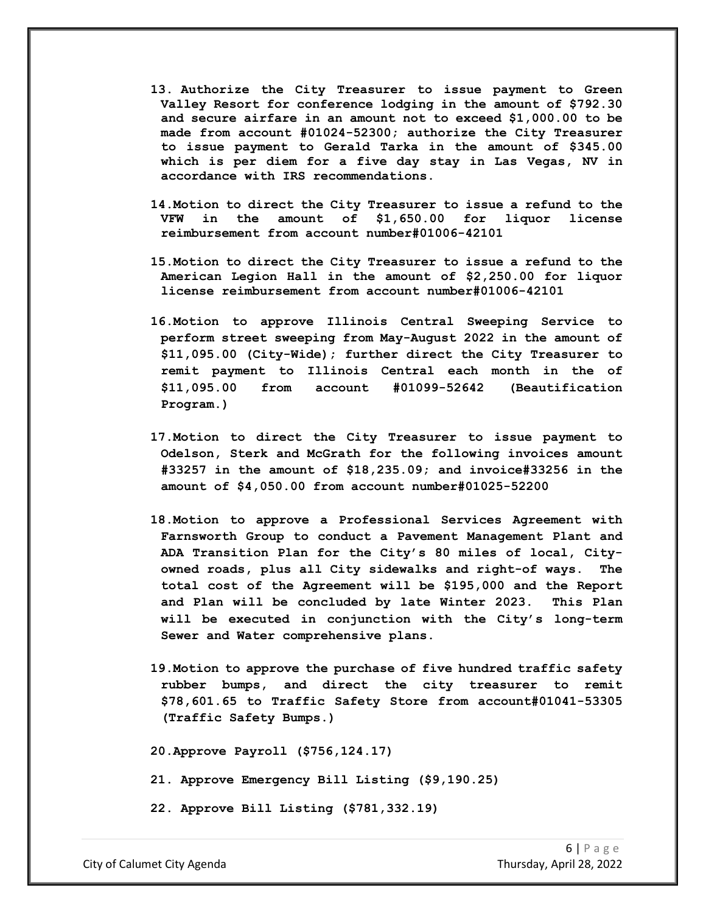13. **Authorize the City Treasurer to issue payment to Green Valley Resort for conference lodging in the amount of $792.30 and secure airfare in an amount not to exceed $1,000.00 to be made from account #01024-52300; authorize the City Treasurer to issue payment to Gerald Tarka in the amount of $345.00 which is per diem for a five day stay in Las Vegas, NV in accordance with IRS recommendations.**

14. **Motion to direct the City Treasurer to issue a refund to the VFW in the amount of $1,650.00 for liquor license reimbursement from account number#01006-42101**

15. **Motion to direct the City Treasurer to issue a refund to the American Legion Hall in the amount of $2,250.00 for liquor license reimbursement from account number#01006-42101**

16. **Motion to approve Illinois Central Sweeping Service to perform street sweeping from May-August 2022 in the amount of $11,095.00 (City-Wide); further direct the City Treasurer to remit payment to Illinois Central each month in the of $11,095.00 from account #01099-52642 (Beautification Program.)**

17. **Motion to direct the City Treasurer to issue payment to Odelson, Sterk and McGrath for the following invoices amount #33257 in the amount of $18,235.09; and invoice#33256 in the amount of $4,050.00 from account number#01025-52200**

18. **Motion to approve a Professional Services Agreement with Farnsworth Group to conduct a Pavement Management Plant and ADA Transition Plan for the City's 80 miles of local, City-owned roads, plus all City sidewalks and right-of ways. The total cost of the Agreement will be $195,000 and the Report and Plan will be concluded by late Winter 2023. This Plan will be executed in conjunction with the City's long-term Sewer and Water comprehensive plans.**

19. **Motion to approve the purchase of five hundred traffic safety rubber bumps, and direct the city treasurer to remit $78,601.65 to Traffic Safety Store from account#01041-53305 (Traffic Safety Bumps.)**

20. **Approve Payroll ($756,124.17)**

21. **Approve Emergency Bill Listing ($9,190.25)**

22. **Approve Bill Listing ($781,332.19)**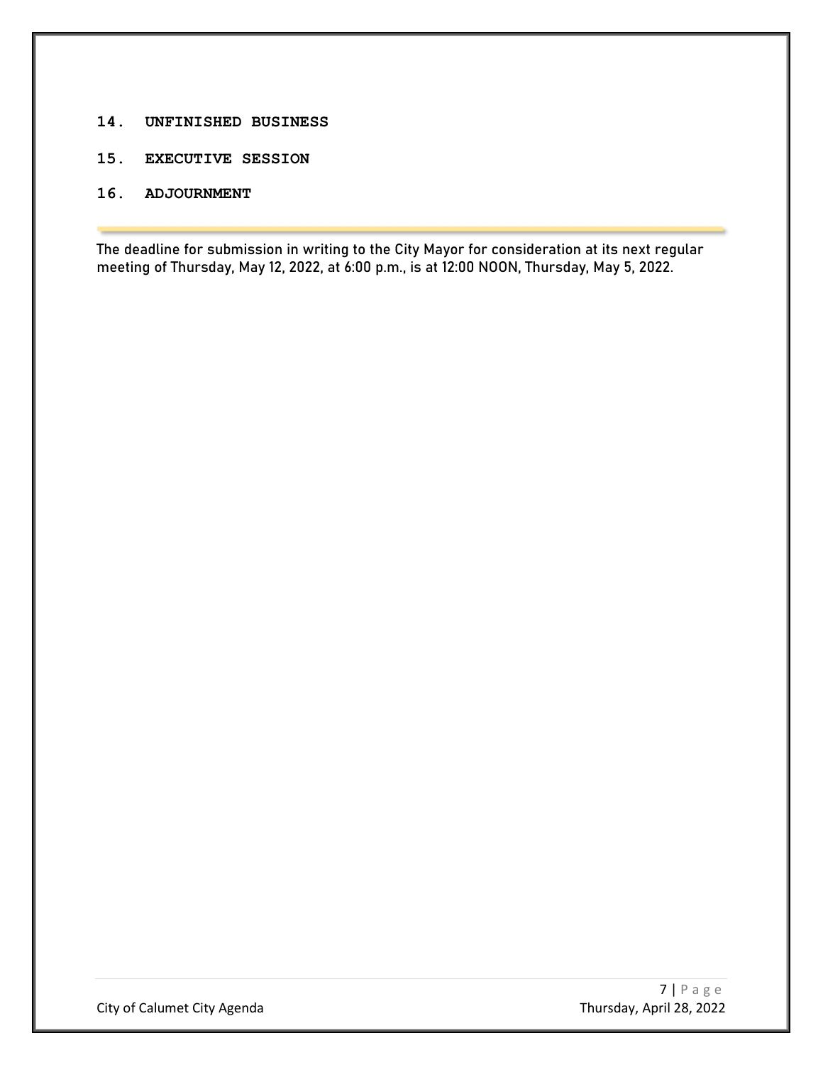**14. UNFINISHED BUSINESS**

**15. EXECUTIVE SESSION**

**16. ADJOURNMENT**

---

The deadline for submission in writing to the City Mayor for consideration at its next regular meeting of Thursday, May 12, 2022, at 6:00 p.m., is at 12:00 NOON, Thursday, May 5, 2022.